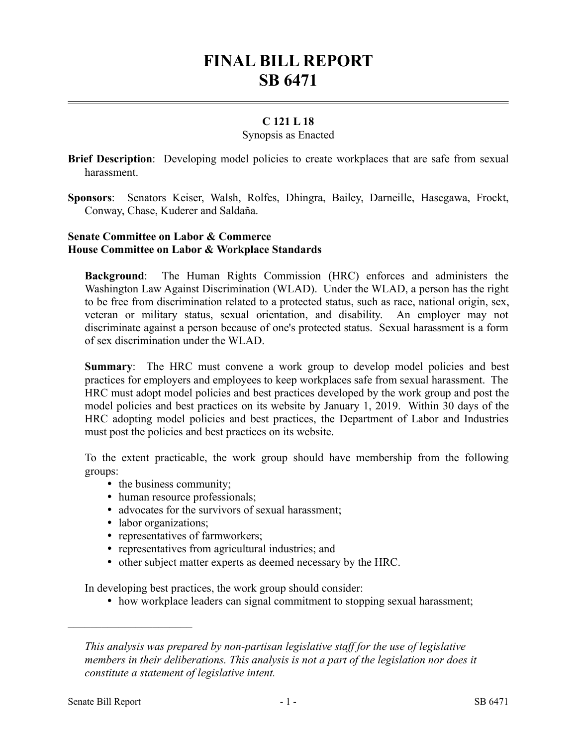# FINAL BILL REPORT
# SB 6471

**C 121 L 18**

Synopsis as Enacted

**Brief Description**: Developing model policies to create workplaces that are safe from sexual harassment.

**Sponsors**: Senators Keiser, Walsh, Rolfes, Dhingra, Bailey, Darneille, Hasegawa, Frockt, Conway, Chase, Kuderer and Saldaña.

**Senate Committee on Labor & Commerce**
**House Committee on Labor & Workplace Standards**

**Background**: The Human Rights Commission (HRC) enforces and administers the Washington Law Against Discrimination (WLAD). Under the WLAD, a person has the right to be free from discrimination related to a protected status, such as race, national origin, sex, veteran or military status, sexual orientation, and disability. An employer may not discriminate against a person because of one's protected status. Sexual harassment is a form of sex discrimination under the WLAD.

**Summary**: The HRC must convene a work group to develop model policies and best practices for employers and employees to keep workplaces safe from sexual harassment. The HRC must adopt model policies and best practices developed by the work group and post the model policies and best practices on its website by January 1, 2019. Within 30 days of the HRC adopting model policies and best practices, the Department of Labor and Industries must post the policies and best practices on its website.

To the extent practicable, the work group should have membership from the following groups:

- the business community;
- human resource professionals;
- advocates for the survivors of sexual harassment;
- labor organizations;
- representatives of farmworkers;
- representatives from agricultural industries; and
- other subject matter experts as deemed necessary by the HRC.

In developing best practices, the work group should consider:

- how workplace leaders can signal commitment to stopping sexual harassment;

---

*This analysis was prepared by non-partisan legislative staff for the use of legislative members in their deliberations. This analysis is not a part of the legislation nor does it constitute a statement of legislative intent.*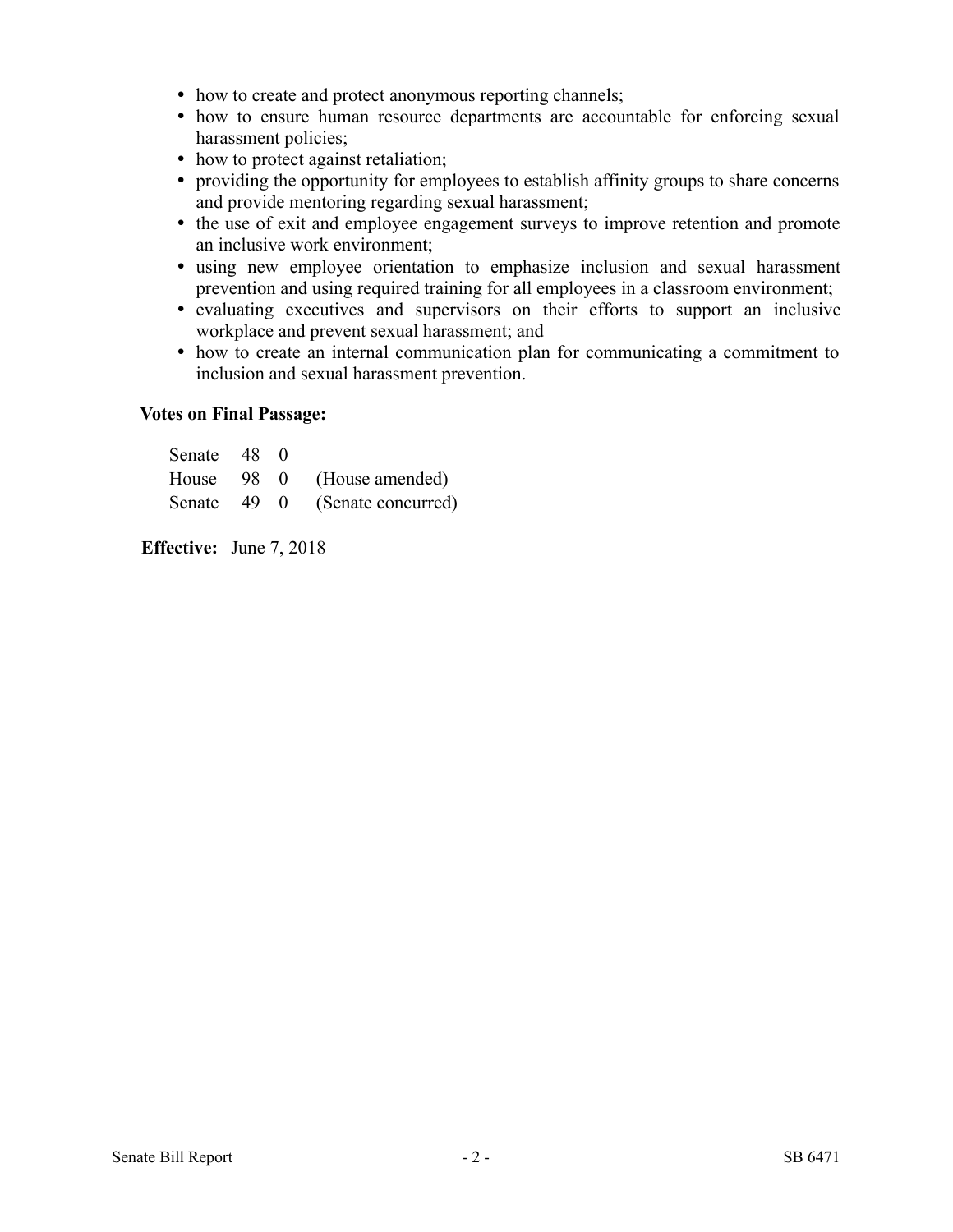- how to create and protect anonymous reporting channels;
- how to ensure human resource departments are accountable for enforcing sexual harassment policies;
- how to protect against retaliation;
- providing the opportunity for employees to establish affinity groups to share concerns and provide mentoring regarding sexual harassment;
- the use of exit and employee engagement surveys to improve retention and promote an inclusive work environment;
- using new employee orientation to emphasize inclusion and sexual harassment prevention and using required training for all employees in a classroom environment;
- evaluating executives and supervisors on their efforts to support an inclusive workplace and prevent sexual harassment; and
- how to create an internal communication plan for communicating a commitment to inclusion and sexual harassment prevention.

**Votes on Final Passage:**

| | | | |
|---|---|---|---|
| Senate | 48 | 0 | |
| House | 98 | 0 | (House amended) |
| Senate | 49 | 0 | (Senate concurred) |

**Effective:** June 7, 2018